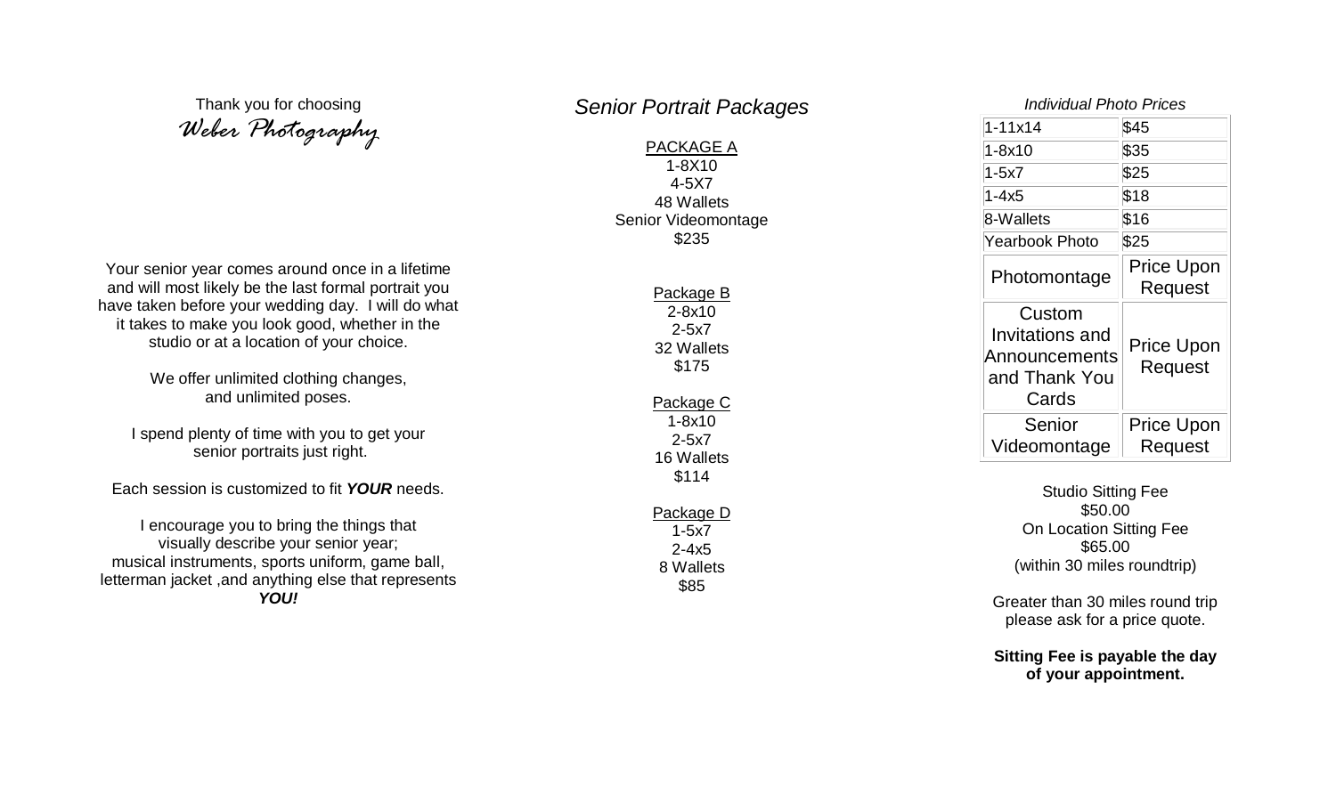Thank you for choosing
**Weber Photography**

Your senior year comes around once in a lifetime and will most likely be the last formal portrait you have taken before your wedding day. I will do what it takes to make you look good, whether in the studio or at a location of your choice.

We offer unlimited clothing changes, and unlimited poses.

I spend plenty of time with you to get your senior portraits just right.

Each session is customized to fit ***YOUR*** needs.

I encourage you to bring the things that visually describe your senior year; musical instruments, sports uniform, game ball, letterman jacket ,and anything else that represents ***YOU!***

## *Senior Portrait Packages*

PACKAGE A
1-8X10
4-5X7
48 Wallets
Senior Videomontage
$235

Package B
2-8x10
2-5x7
32 Wallets
$175

Package C
1-8x10
2-5x7
16 Wallets
$114

Package D
1-5x7
2-4x5
8 Wallets
$85

### *Individual Photo Prices*

| Item | Price |
|---|---|
| 1-11x14 | $45 |
| 1-8x10 | $35 |
| 1-5x7 | $25 |
| 1-4x5 | $18 |
| 8-Wallets | $16 |
| Yearbook Photo | $25 |
| Photomontage | Price Upon Request |
| Custom Invitations and Announcements and Thank You Cards | Price Upon Request |
| Senior Videomontage | Price Upon Request |

Studio Sitting Fee
$50.00
On Location Sitting Fee
$65.00
(within 30 miles roundtrip)

Greater than 30 miles round trip please ask for a price quote.

**Sitting Fee is payable the day of your appointment.**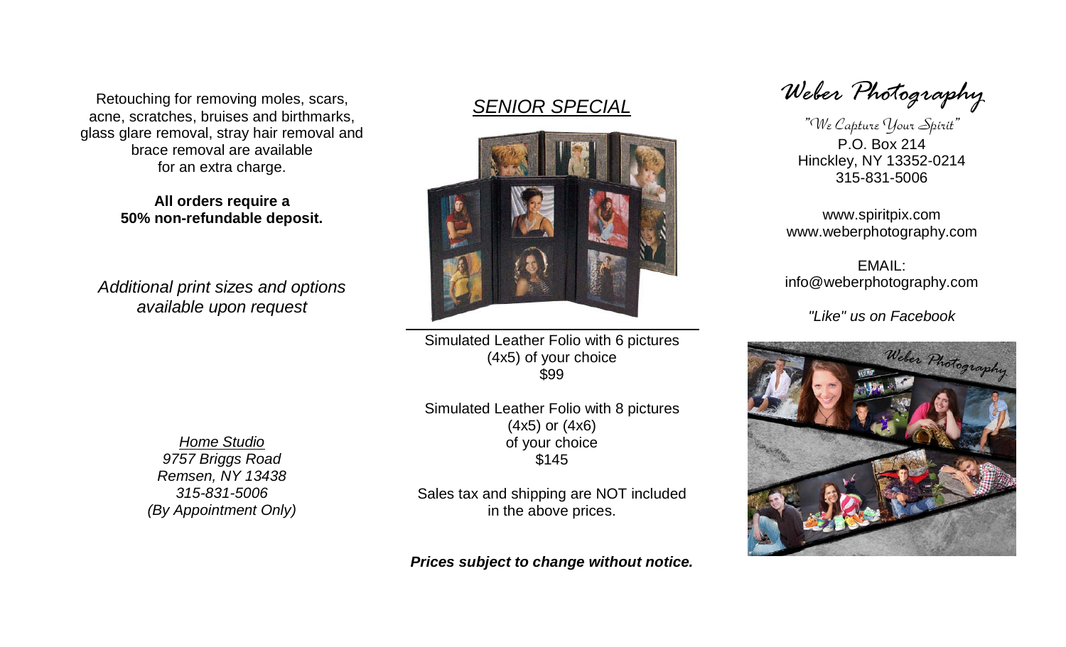Retouching for removing moles, scars, acne, scratches, bruises and birthmarks, glass glare removal, stray hair removal and brace removal are available for an extra charge.

**All orders require a 50% non-refundable deposit.**

*Additional print sizes and options available upon request*

*Home Studio*
*9757 Briggs Road*
*Remsen, NY 13438*
*315-831-5006*
*(By Appointment Only)*

## *SENIOR SPECIAL*

Simulated Leather Folio with 6 pictures (4x5) of your choice
$99

Simulated Leather Folio with 8 pictures (4x5) or (4x6) of your choice
$145

Sales tax and shipping are NOT included in the above prices.

***Prices subject to change without notice.***

# Weber Photography

"We Capture Your Spirit"

P.O. Box 214
Hinckley, NY 13352-0214
315-831-5006

www.spiritpix.com
www.weberphotography.com

EMAIL:
info@weberphotography.com

*"Like" us on Facebook*